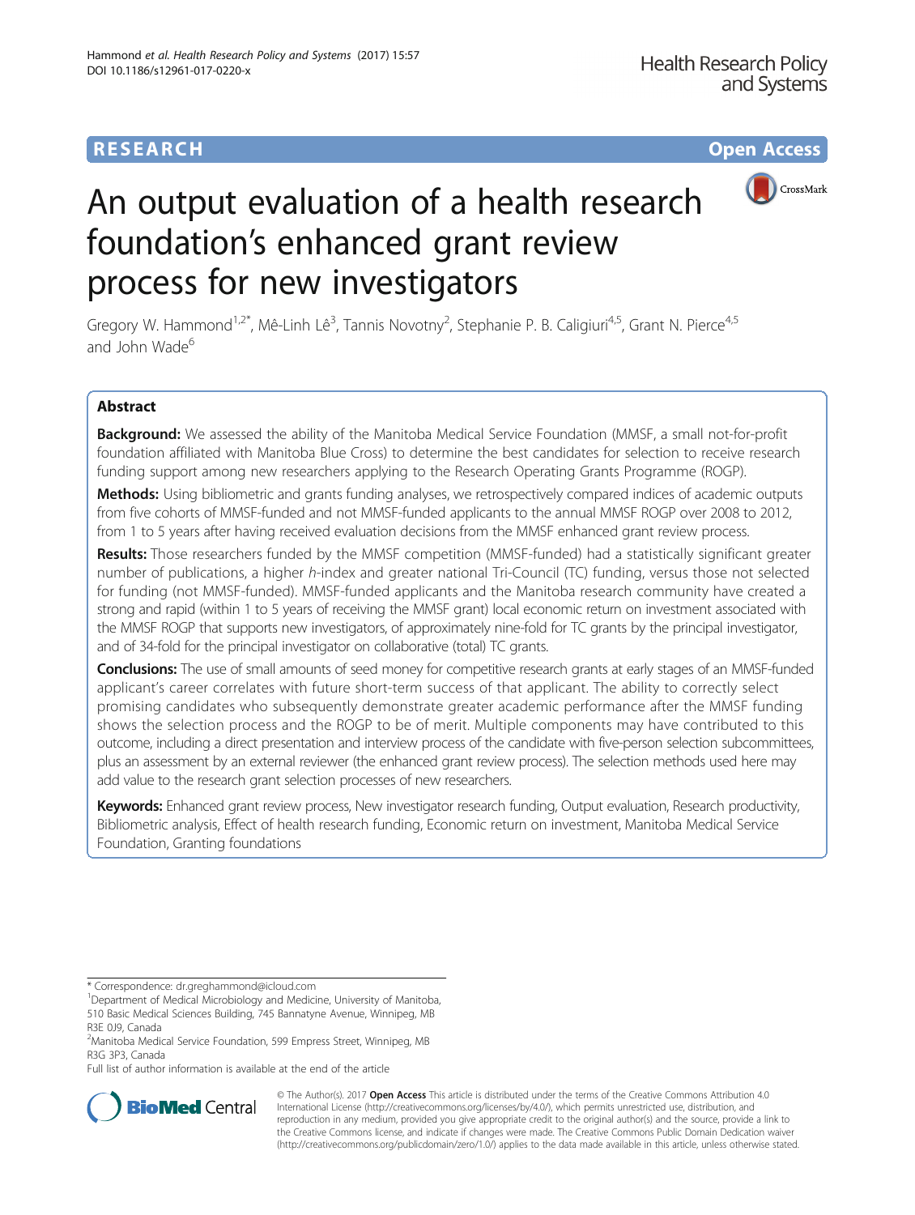RESEARCH

Open Access

# An output evaluation of a health research foundation's enhanced grant review process for new investigators

Gregory W. Hammond[1,2*], Mê-Linh Lê[3], Tannis Novotny[2], Stephanie P. B. Caligiuri[4,5], Grant N. Pierce[4,5] and John Wade[6]

## Abstract

**Background:** We assessed the ability of the Manitoba Medical Service Foundation (MMSF, a small not-for-profit foundation affiliated with Manitoba Blue Cross) to determine the best candidates for selection to receive research funding support among new researchers applying to the Research Operating Grants Programme (ROGP).

**Methods:** Using bibliometric and grants funding analyses, we retrospectively compared indices of academic outputs from five cohorts of MMSF-funded and not MMSF-funded applicants to the annual MMSF ROGP over 2008 to 2012, from 1 to 5 years after having received evaluation decisions from the MMSF enhanced grant review process.

**Results:** Those researchers funded by the MMSF competition (MMSF-funded) had a statistically significant greater number of publications, a higher *h*-index and greater national Tri-Council (TC) funding, versus those not selected for funding (not MMSF-funded). MMSF-funded applicants and the Manitoba research community have created a strong and rapid (within 1 to 5 years of receiving the MMSF grant) local economic return on investment associated with the MMSF ROGP that supports new investigators, of approximately nine-fold for TC grants by the principal investigator, and of 34-fold for the principal investigator on collaborative (total) TC grants.

**Conclusions:** The use of small amounts of seed money for competitive research grants at early stages of an MMSF-funded applicant's career correlates with future short-term success of that applicant. The ability to correctly select promising candidates who subsequently demonstrate greater academic performance after the MMSF funding shows the selection process and the ROGP to be of merit. Multiple components may have contributed to this outcome, including a direct presentation and interview process of the candidate with five-person selection subcommittees, plus an assessment by an external reviewer (the enhanced grant review process). The selection methods used here may add value to the research grant selection processes of new researchers.

**Keywords:** Enhanced grant review process, New investigator research funding, Output evaluation, Research productivity, Bibliometric analysis, Effect of health research funding, Economic return on investment, Manitoba Medical Service Foundation, Granting foundations

---

\* Correspondence: dr.greghammond@icloud.com

[1]Department of Medical Microbiology and Medicine, University of Manitoba, 510 Basic Medical Sciences Building, 745 Bannatyne Avenue, Winnipeg, MB R3E 0J9, Canada

[2]Manitoba Medical Service Foundation, 599 Empress Street, Winnipeg, MB R3G 3P3, Canada

Full list of author information is available at the end of the article

© The Author(s). 2017 **Open Access** This article is distributed under the terms of the Creative Commons Attribution 4.0 International License (http://creativecommons.org/licenses/by/4.0/), which permits unrestricted use, distribution, and reproduction in any medium, provided you give appropriate credit to the original author(s) and the source, provide a link to the Creative Commons license, and indicate if changes were made. The Creative Commons Public Domain Dedication waiver (http://creativecommons.org/publicdomain/zero/1.0/) applies to the data made available in this article, unless otherwise stated.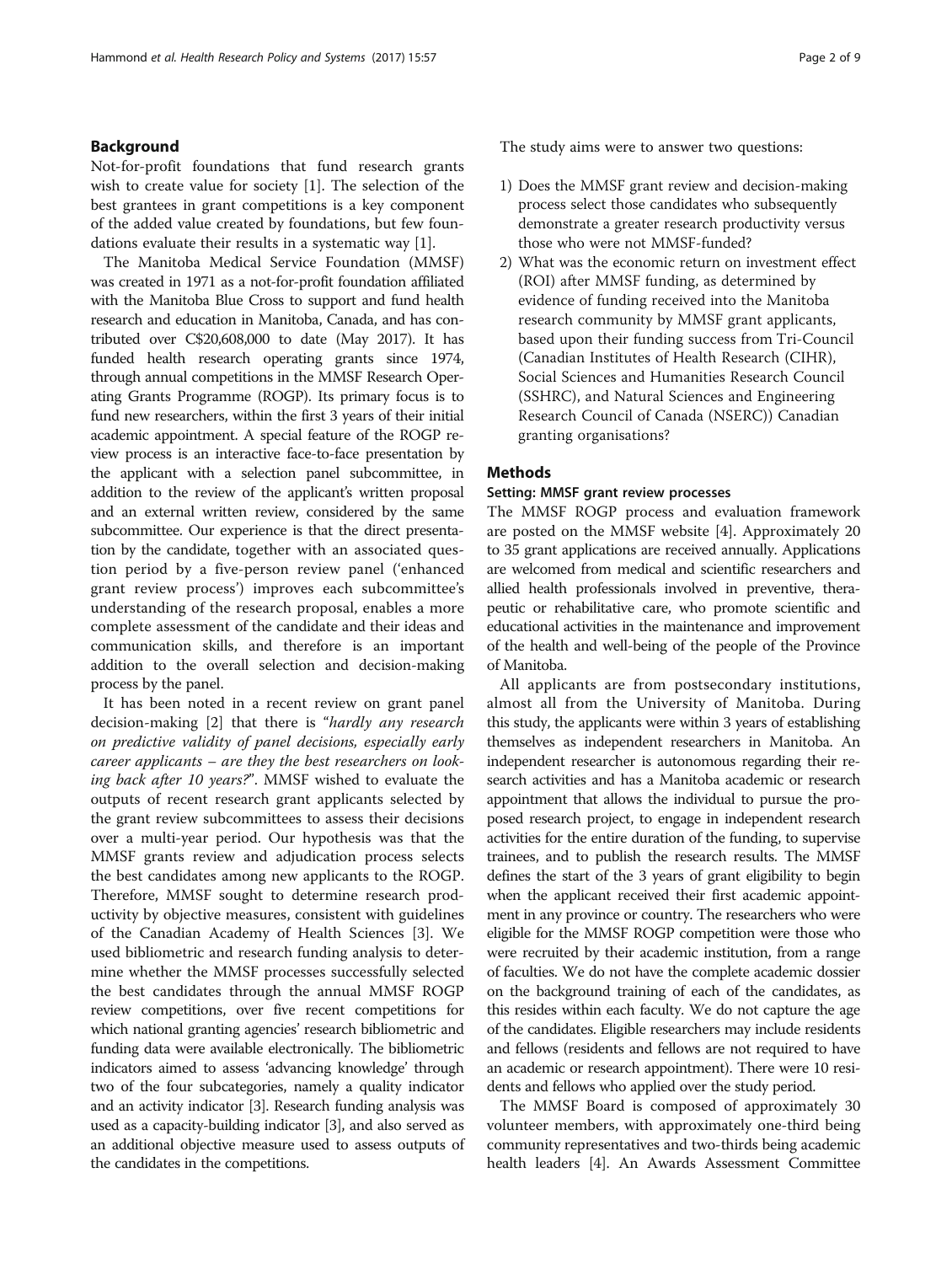## Background

Not-for-profit foundations that fund research grants wish to create value for society [1]. The selection of the best grantees in grant competitions is a key component of the added value created by foundations, but few foundations evaluate their results in a systematic way [1].

The Manitoba Medical Service Foundation (MMSF) was created in 1971 as a not-for-profit foundation affiliated with the Manitoba Blue Cross to support and fund health research and education in Manitoba, Canada, and has contributed over C$20,608,000 to date (May 2017). It has funded health research operating grants since 1974, through annual competitions in the MMSF Research Operating Grants Programme (ROGP). Its primary focus is to fund new researchers, within the first 3 years of their initial academic appointment. A special feature of the ROGP review process is an interactive face-to-face presentation by the applicant with a selection panel subcommittee, in addition to the review of the applicant's written proposal and an external written review, considered by the same subcommittee. Our experience is that the direct presentation by the candidate, together with an associated question period by a five-person review panel ('enhanced grant review process') improves each subcommittee's understanding of the research proposal, enables a more complete assessment of the candidate and their ideas and communication skills, and therefore is an important addition to the overall selection and decision-making process by the panel.

It has been noted in a recent review on grant panel decision-making [2] that there is "*hardly any research on predictive validity of panel decisions, especially early career applicants – are they the best researchers on looking back after 10 years?*". MMSF wished to evaluate the outputs of recent research grant applicants selected by the grant review subcommittees to assess their decisions over a multi-year period. Our hypothesis was that the MMSF grants review and adjudication process selects the best candidates among new applicants to the ROGP. Therefore, MMSF sought to determine research productivity by objective measures, consistent with guidelines of the Canadian Academy of Health Sciences [3]. We used bibliometric and research funding analysis to determine whether the MMSF processes successfully selected the best candidates through the annual MMSF ROGP review competitions, over five recent competitions for which national granting agencies' research bibliometric and funding data were available electronically. The bibliometric indicators aimed to assess 'advancing knowledge' through two of the four subcategories, namely a quality indicator and an activity indicator [3]. Research funding analysis was used as a capacity-building indicator [3], and also served as an additional objective measure used to assess outputs of the candidates in the competitions.

The study aims were to answer two questions:

1) Does the MMSF grant review and decision-making process select those candidates who subsequently demonstrate a greater research productivity versus those who were not MMSF-funded?
2) What was the economic return on investment effect (ROI) after MMSF funding, as determined by evidence of funding received into the Manitoba research community by MMSF grant applicants, based upon their funding success from Tri-Council (Canadian Institutes of Health Research (CIHR), Social Sciences and Humanities Research Council (SSHRC), and Natural Sciences and Engineering Research Council of Canada (NSERC)) Canadian granting organisations?

## Methods

### Setting: MMSF grant review processes

The MMSF ROGP process and evaluation framework are posted on the MMSF website [4]. Approximately 20 to 35 grant applications are received annually. Applications are welcomed from medical and scientific researchers and allied health professionals involved in preventive, therapeutic or rehabilitative care, who promote scientific and educational activities in the maintenance and improvement of the health and well-being of the people of the Province of Manitoba.

All applicants are from postsecondary institutions, almost all from the University of Manitoba. During this study, the applicants were within 3 years of establishing themselves as independent researchers in Manitoba. An independent researcher is autonomous regarding their research activities and has a Manitoba academic or research appointment that allows the individual to pursue the proposed research project, to engage in independent research activities for the entire duration of the funding, to supervise trainees, and to publish the research results. The MMSF defines the start of the 3 years of grant eligibility to begin when the applicant received their first academic appointment in any province or country. The researchers who were eligible for the MMSF ROGP competition were those who were recruited by their academic institution, from a range of faculties. We do not have the complete academic dossier on the background training of each of the candidates, as this resides within each faculty. We do not capture the age of the candidates. Eligible researchers may include residents and fellows (residents and fellows are not required to have an academic or research appointment). There were 10 residents and fellows who applied over the study period.

The MMSF Board is composed of approximately 30 volunteer members, with approximately one-third being community representatives and two-thirds being academic health leaders [4]. An Awards Assessment Committee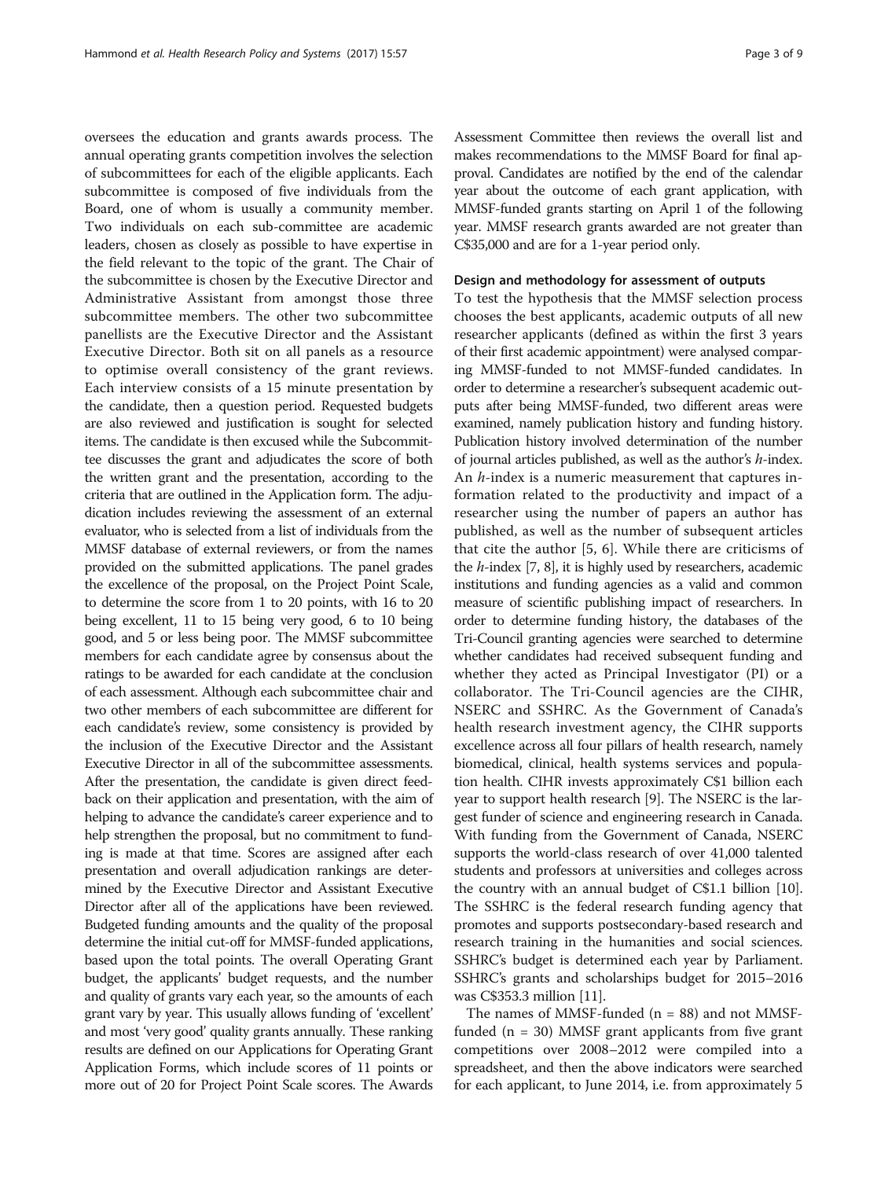oversees the education and grants awards process. The annual operating grants competition involves the selection of subcommittees for each of the eligible applicants. Each subcommittee is composed of five individuals from the Board, one of whom is usually a community member. Two individuals on each sub-committee are academic leaders, chosen as closely as possible to have expertise in the field relevant to the topic of the grant. The Chair of the subcommittee is chosen by the Executive Director and Administrative Assistant from amongst those three subcommittee members. The other two subcommittee panellists are the Executive Director and the Assistant Executive Director. Both sit on all panels as a resource to optimise overall consistency of the grant reviews. Each interview consists of a 15 minute presentation by the candidate, then a question period. Requested budgets are also reviewed and justification is sought for selected items. The candidate is then excused while the Subcommittee discusses the grant and adjudicates the score of both the written grant and the presentation, according to the criteria that are outlined in the Application form. The adjudication includes reviewing the assessment of an external evaluator, who is selected from a list of individuals from the MMSF database of external reviewers, or from the names provided on the submitted applications. The panel grades the excellence of the proposal, on the Project Point Scale, to determine the score from 1 to 20 points, with 16 to 20 being excellent, 11 to 15 being very good, 6 to 10 being good, and 5 or less being poor. The MMSF subcommittee members for each candidate agree by consensus about the ratings to be awarded for each candidate at the conclusion of each assessment. Although each subcommittee chair and two other members of each subcommittee are different for each candidate's review, some consistency is provided by the inclusion of the Executive Director and the Assistant Executive Director in all of the subcommittee assessments. After the presentation, the candidate is given direct feedback on their application and presentation, with the aim of helping to advance the candidate's career experience and to help strengthen the proposal, but no commitment to funding is made at that time. Scores are assigned after each presentation and overall adjudication rankings are determined by the Executive Director and Assistant Executive Director after all of the applications have been reviewed. Budgeted funding amounts and the quality of the proposal determine the initial cut-off for MMSF-funded applications, based upon the total points. The overall Operating Grant budget, the applicants' budget requests, and the number and quality of grants vary each year, so the amounts of each grant vary by year. This usually allows funding of 'excellent' and most 'very good' quality grants annually. These ranking results are defined on our Applications for Operating Grant Application Forms, which include scores of 11 points or more out of 20 for Project Point Scale scores. The Awards Assessment Committee then reviews the overall list and makes recommendations to the MMSF Board for final approval. Candidates are notified by the end of the calendar year about the outcome of each grant application, with MMSF-funded grants starting on April 1 of the following year. MMSF research grants awarded are not greater than C$35,000 and are for a 1-year period only.

#### Design and methodology for assessment of outputs

To test the hypothesis that the MMSF selection process chooses the best applicants, academic outputs of all new researcher applicants (defined as within the first 3 years of their first academic appointment) were analysed comparing MMSF-funded to not MMSF-funded candidates. In order to determine a researcher's subsequent academic outputs after being MMSF-funded, two different areas were examined, namely publication history and funding history. Publication history involved determination of the number of journal articles published, as well as the author's *h*-index. An *h*-index is a numeric measurement that captures information related to the productivity and impact of a researcher using the number of papers an author has published, as well as the number of subsequent articles that cite the author [5, 6]. While there are criticisms of the *h*-index [7, 8], it is highly used by researchers, academic institutions and funding agencies as a valid and common measure of scientific publishing impact of researchers. In order to determine funding history, the databases of the Tri-Council granting agencies were searched to determine whether candidates had received subsequent funding and whether they acted as Principal Investigator (PI) or a collaborator. The Tri-Council agencies are the CIHR, NSERC and SSHRC. As the Government of Canada's health research investment agency, the CIHR supports excellence across all four pillars of health research, namely biomedical, clinical, health systems services and population health. CIHR invests approximately C$1 billion each year to support health research [9]. The NSERC is the largest funder of science and engineering research in Canada. With funding from the Government of Canada, NSERC supports the world-class research of over 41,000 talented students and professors at universities and colleges across the country with an annual budget of C$1.1 billion [10]. The SSHRC is the federal research funding agency that promotes and supports postsecondary-based research and research training in the humanities and social sciences. SSHRC's budget is determined each year by Parliament. SSHRC's grants and scholarships budget for 2015–2016 was C$353.3 million [11].

The names of MMSF-funded (n = 88) and not MMSF-funded (n = 30) MMSF grant applicants from five grant competitions over 2008–2012 were compiled into a spreadsheet, and then the above indicators were searched for each applicant, to June 2014, i.e. from approximately 5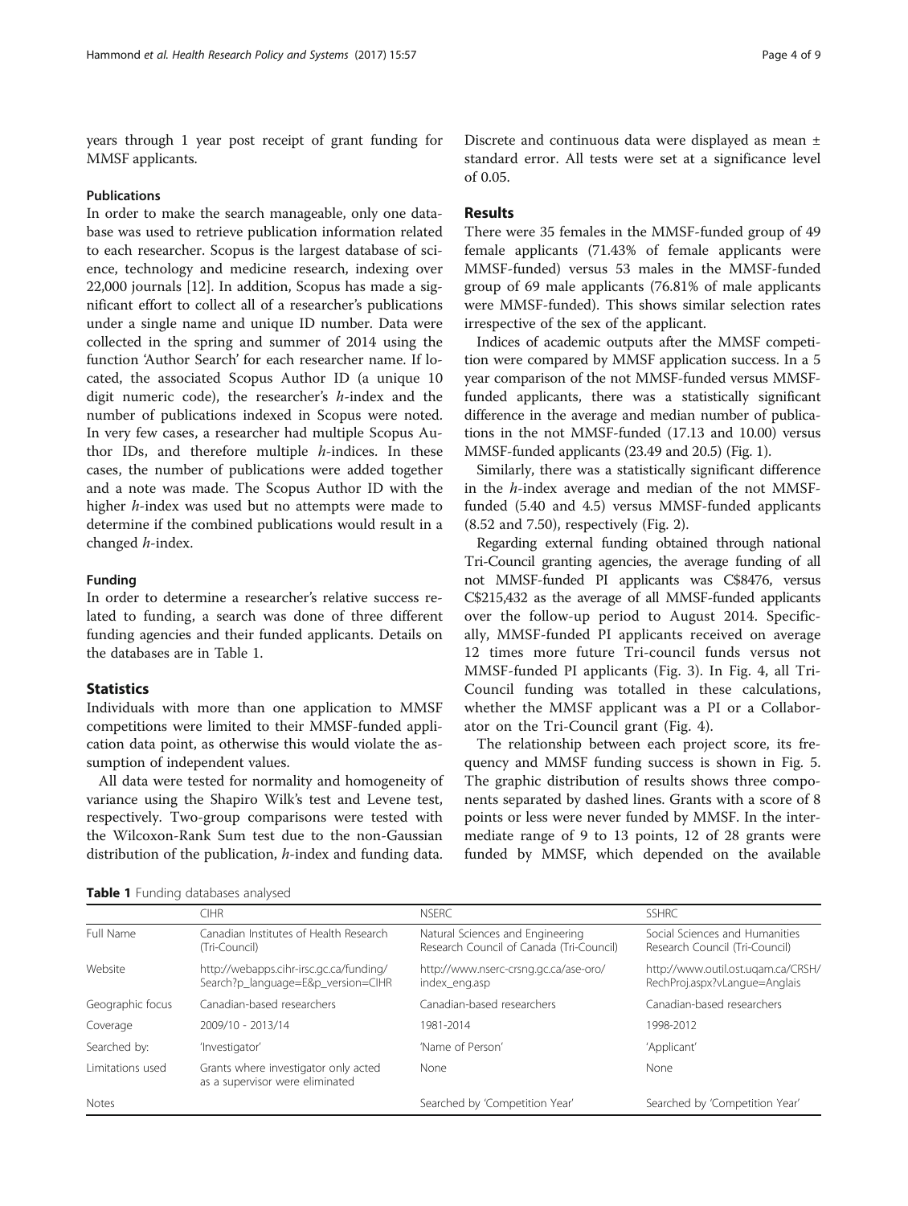years through 1 year post receipt of grant funding for MMSF applicants.

### Publications

In order to make the search manageable, only one database was used to retrieve publication information related to each researcher. Scopus is the largest database of science, technology and medicine research, indexing over 22,000 journals [12]. In addition, Scopus has made a significant effort to collect all of a researcher's publications under a single name and unique ID number. Data were collected in the spring and summer of 2014 using the function 'Author Search' for each researcher name. If located, the associated Scopus Author ID (a unique 10 digit numeric code), the researcher's *h*-index and the number of publications indexed in Scopus were noted. In very few cases, a researcher had multiple Scopus Author IDs, and therefore multiple *h*-indices. In these cases, the number of publications were added together and a note was made. The Scopus Author ID with the higher *h*-index was used but no attempts were made to determine if the combined publications would result in a changed *h*-index.

### Funding

In order to determine a researcher's relative success related to funding, a search was done of three different funding agencies and their funded applicants. Details on the databases are in Table 1.

## Statistics

Individuals with more than one application to MMSF competitions were limited to their MMSF-funded application data point, as otherwise this would violate the assumption of independent values.

All data were tested for normality and homogeneity of variance using the Shapiro Wilk's test and Levene test, respectively. Two-group comparisons were tested with the Wilcoxon-Rank Sum test due to the non-Gaussian distribution of the publication, *h*-index and funding data. Discrete and continuous data were displayed as mean ± standard error. All tests were set at a significance level of 0.05.

## Results

There were 35 females in the MMSF-funded group of 49 female applicants (71.43% of female applicants were MMSF-funded) versus 53 males in the MMSF-funded group of 69 male applicants (76.81% of male applicants were MMSF-funded). This shows similar selection rates irrespective of the sex of the applicant.

Indices of academic outputs after the MMSF competition were compared by MMSF application success. In a 5 year comparison of the not MMSF-funded versus MMSF-funded applicants, there was a statistically significant difference in the average and median number of publications in the not MMSF-funded (17.13 and 10.00) versus MMSF-funded applicants (23.49 and 20.5) (Fig. 1).

Similarly, there was a statistically significant difference in the *h*-index average and median of the not MMSF-funded (5.40 and 4.5) versus MMSF-funded applicants (8.52 and 7.50), respectively (Fig. 2).

Regarding external funding obtained through national Tri-Council granting agencies, the average funding of all not MMSF-funded PI applicants was C$8476, versus C$215,432 as the average of all MMSF-funded applicants over the follow-up period to August 2014. Specifically, MMSF-funded PI applicants received on average 12 times more future Tri-council funds versus not MMSF-funded PI applicants (Fig. 3). In Fig. 4, all Tri-Council funding was totalled in these calculations, whether the MMSF applicant was a PI or a Collaborator on the Tri-Council grant (Fig. 4).

The relationship between each project score, its frequency and MMSF funding success is shown in Fig. 5. The graphic distribution of results shows three components separated by dashed lines. Grants with a score of 8 points or less were never funded by MMSF. In the intermediate range of 9 to 13 points, 12 of 28 grants were funded by MMSF, which depended on the available

**Table 1** Funding databases analysed

| | CIHR | NSERC | SSHRC |
|---|---|---|---|
| Full Name | Canadian Institutes of Health Research (Tri-Council) | Natural Sciences and Engineering Research Council of Canada (Tri-Council) | Social Sciences and Humanities Research Council (Tri-Council) |
| Website | http://webapps.cihr-irsc.gc.ca/funding/Search?p_language=E&p_version=CIHR | http://www.nserc-crsng.gc.ca/ase-oro/index_eng.asp | http://www.outil.ost.uqam.ca/CRSH/RechProj.aspx?vLangue=Anglais |
| Geographic focus | Canadian-based researchers | Canadian-based researchers | Canadian-based researchers |
| Coverage | 2009/10 - 2013/14 | 1981-2014 | 1998-2012 |
| Searched by: | 'Investigator' | 'Name of Person' | 'Applicant' |
| Limitations used | Grants where investigator only acted as a supervisor were eliminated | None | None |
| Notes | | Searched by 'Competition Year' | Searched by 'Competition Year' |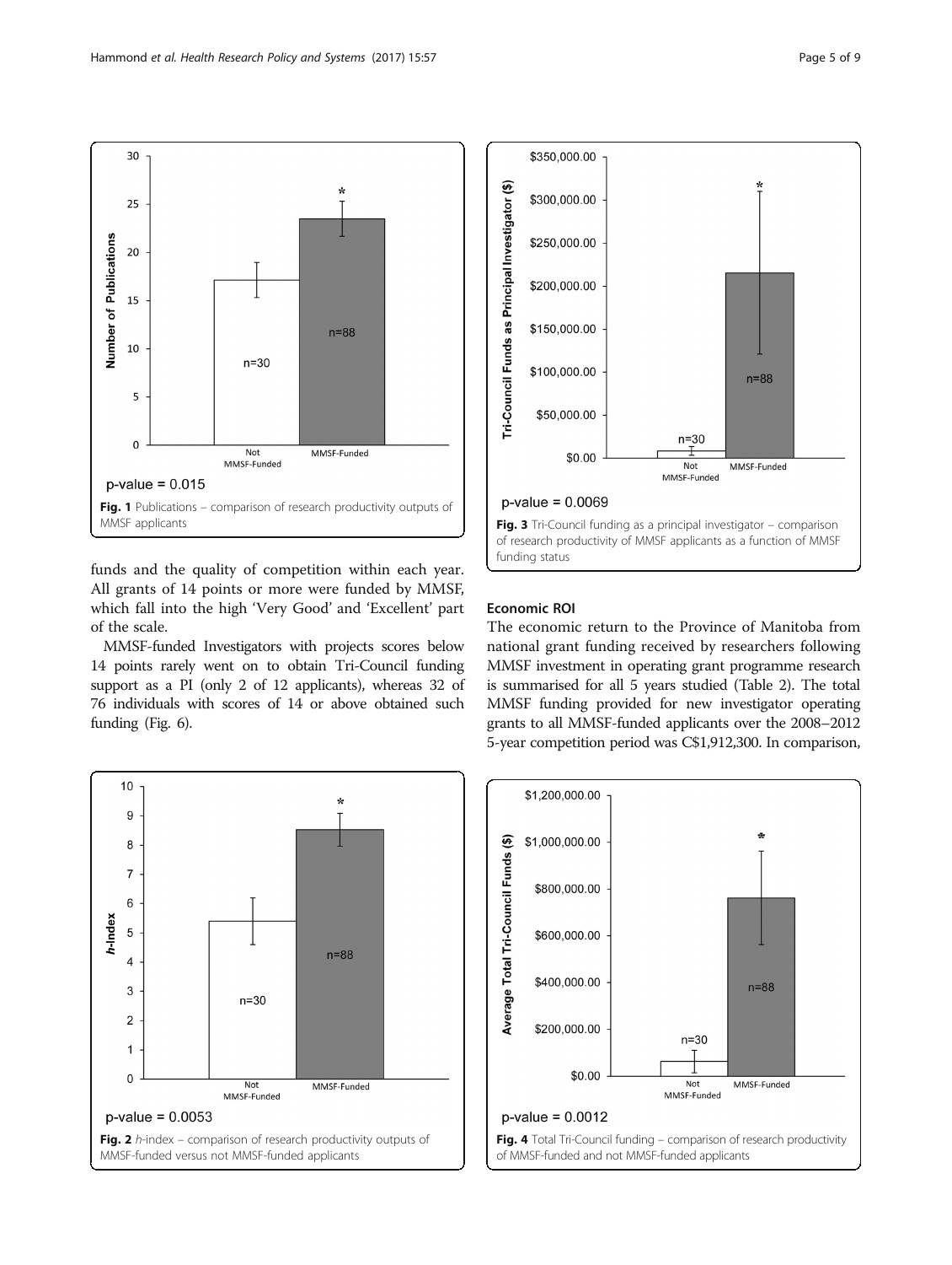Fig. 1 Publications – comparison of research productivity outputs of MMSF applicants

funds and the quality of competition within each year. All grants of 14 points or more were funded by MMSF, which fall into the high 'Very Good' and 'Excellent' part of the scale.

MMSF-funded Investigators with projects scores below 14 points rarely went on to obtain Tri-Council funding support as a PI (only 2 of 12 applicants), whereas 32 of 76 individuals with scores of 14 or above obtained such funding (Fig. 6).

Fig. 2 *h*-index – comparison of research productivity outputs of MMSF-funded versus not MMSF-funded applicants

Fig. 3 Tri-Council funding as a principal investigator – comparison of research productivity of MMSF applicants as a function of MMSF funding status

### Economic ROI

The economic return to the Province of Manitoba from national grant funding received by researchers following MMSF investment in operating grant programme research is summarised for all 5 years studied (Table 2). The total MMSF funding provided for new investigator operating grants to all MMSF-funded applicants over the 2008–2012 5-year competition period was C$1,912,300. In comparison,

Fig. 4 Total Tri-Council funding – comparison of research productivity of MMSF-funded and not MMSF-funded applicants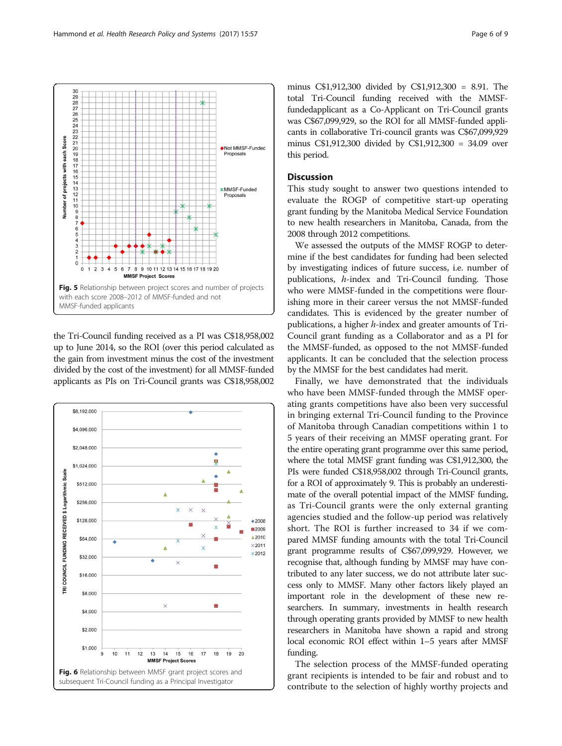Fig. 5 Relationship between project scores and number of projects with each score 2008–2012 of MMSF-funded and not MMSF-funded applicants

the Tri-Council funding received as a PI was C$18,958,002 up to June 2014, so the ROI (over this period calculated as the gain from investment minus the cost of the investment divided by the cost of the investment) for all MMSF-funded applicants as PIs on Tri-Council grants was C$18,958,002 minus C$1,912,300 divided by C$1,912,300 = 8.91. The total Tri-Council funding received with the MMSF-fundedapplicant as a Co-Applicant on Tri-Council grants was C$67,099,929, so the ROI for all MMSF-funded applicants in collaborative Tri-council grants was C$67,099,929 minus C$1,912,300 divided by C$1,912,300 = 34.09 over this period.

Fig. 6 Relationship between MMSF grant project scores and subsequent Tri-Council funding as a Principal Investigator

## Discussion

This study sought to answer two questions intended to evaluate the ROGP of competitive start-up operating grant funding by the Manitoba Medical Service Foundation to new health researchers in Manitoba, Canada, from the 2008 through 2012 competitions.

We assessed the outputs of the MMSF ROGP to determine if the best candidates for funding had been selected by investigating indices of future success, i.e. number of publications, *h*-index and Tri-Council funding. Those who were MMSF-funded in the competitions were flourishing more in their career versus the not MMSF-funded candidates. This is evidenced by the greater number of publications, a higher *h*-index and greater amounts of Tri-Council grant funding as a Collaborator and as a PI for the MMSF-funded, as opposed to the not MMSF-funded applicants. It can be concluded that the selection process by the MMSF for the best candidates had merit.

Finally, we have demonstrated that the individuals who have been MMSF-funded through the MMSF operating grants competitions have also been very successful in bringing external Tri-Council funding to the Province of Manitoba through Canadian competitions within 1 to 5 years of their receiving an MMSF operating grant. For the entire operating grant programme over this same period, where the total MMSF grant funding was C$1,912,300, the PIs were funded C$18,958,002 through Tri-Council grants, for a ROI of approximately 9. This is probably an underestimate of the overall potential impact of the MMSF funding, as Tri-Council grants were the only external granting agencies studied and the follow-up period was relatively short. The ROI is further increased to 34 if we compared MMSF funding amounts with the total Tri-Council grant programme results of C$67,099,929. However, we recognise that, although funding by MMSF may have contributed to any later success, we do not attribute later success only to MMSF. Many other factors likely played an important role in the development of these new researchers. In summary, investments in health research through operating grants provided by MMSF to new health researchers in Manitoba have shown a rapid and strong local economic ROI effect within 1–5 years after MMSF funding.

The selection process of the MMSF-funded operating grant recipients is intended to be fair and robust and to contribute to the selection of highly worthy projects and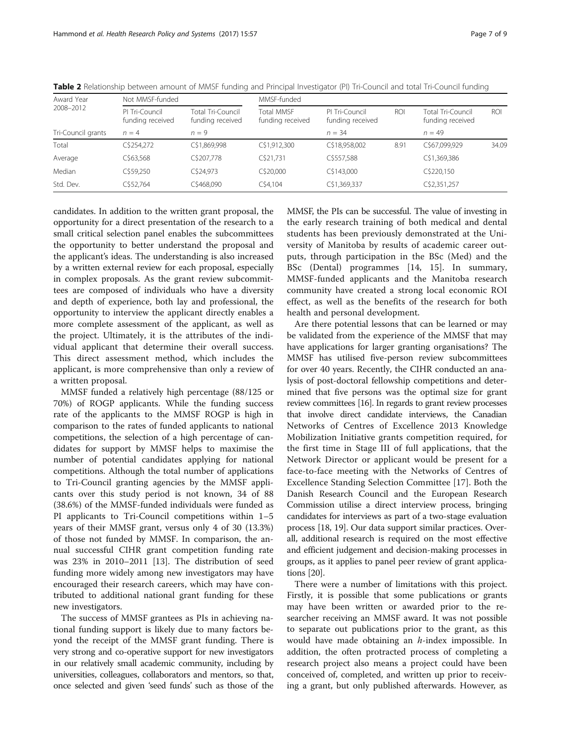**Table 2** Relationship between amount of MMSF funding and Principal Investigator (PI) Tri-Council and total Tri-Council funding

| Award Year 2008–2012 | Not MMSF-funded | | MMSF-funded | | | | |
|---|---|---|---|---|---|---|---|
| | PI Tri-Council funding received | Total Tri-Council funding received | Total MMSF funding received | PI Tri-Council funding received | ROI | Total Tri-Council funding received | ROI |
| Tri-Council grants | $n = 4$ | $n = 9$ | | $n = 34$ | | $n = 49$ | |
| Total | C$254,272 | C$1,869,998 | C$1,912,300 | C$18,958,002 | 8.91 | C$67,099,929 | 34.09 |
| Average | C$63,568 | C$207,778 | C$21,731 | C$557,588 | | C$1,369,386 | |
| Median | C$59,250 | C$24,973 | C$20,000 | C$143,000 | | C$220,150 | |
| Std. Dev. | C$52,764 | C$468,090 | C$4,104 | C$1,369,337 | | C$2,351,257 | |

candidates. In addition to the written grant proposal, the opportunity for a direct presentation of the research to a small critical selection panel enables the subcommittees the opportunity to better understand the proposal and the applicant's ideas. The understanding is also increased by a written external review for each proposal, especially in complex proposals. As the grant review subcommittees are composed of individuals who have a diversity and depth of experience, both lay and professional, the opportunity to interview the applicant directly enables a more complete assessment of the applicant, as well as the project. Ultimately, it is the attributes of the individual applicant that determine their overall success. This direct assessment method, which includes the applicant, is more comprehensive than only a review of a written proposal.

MMSF funded a relatively high percentage (88/125 or 70%) of ROGP applicants. While the funding success rate of the applicants to the MMSF ROGP is high in comparison to the rates of funded applicants to national competitions, the selection of a high percentage of candidates for support by MMSF helps to maximise the number of potential candidates applying for national competitions. Although the total number of applications to Tri-Council granting agencies by the MMSF applicants over this study period is not known, 34 of 88 (38.6%) of the MMSF-funded individuals were funded as PI applicants to Tri-Council competitions within 1–5 years of their MMSF grant, versus only 4 of 30 (13.3%) of those not funded by MMSF. In comparison, the annual successful CIHR grant competition funding rate was 23% in 2010–2011 [13]. The distribution of seed funding more widely among new investigators may have encouraged their research careers, which may have contributed to additional national grant funding for these new investigators.

The success of MMSF grantees as PIs in achieving national funding support is likely due to many factors beyond the receipt of the MMSF grant funding. There is very strong and co-operative support for new investigators in our relatively small academic community, including by universities, colleagues, collaborators and mentors, so that, once selected and given 'seed funds' such as those of the MMSF, the PIs can be successful. The value of investing in the early research training of both medical and dental students has been previously demonstrated at the University of Manitoba by results of academic career outputs, through participation in the BSc (Med) and the BSc (Dental) programmes [14, 15]. In summary, MMSF-funded applicants and the Manitoba research community have created a strong local economic ROI effect, as well as the benefits of the research for both health and personal development.

Are there potential lessons that can be learned or may be validated from the experience of the MMSF that may have applications for larger granting organisations? The MMSF has utilised five-person review subcommittees for over 40 years. Recently, the CIHR conducted an analysis of post-doctoral fellowship competitions and determined that five persons was the optimal size for grant review committees [16]. In regards to grant review processes that involve direct candidate interviews, the Canadian Networks of Centres of Excellence 2013 Knowledge Mobilization Initiative grants competition required, for the first time in Stage III of full applications, that the Network Director or applicant would be present for a face-to-face meeting with the Networks of Centres of Excellence Standing Selection Committee [17]. Both the Danish Research Council and the European Research Commission utilise a direct interview process, bringing candidates for interviews as part of a two-stage evaluation process [18, 19]. Our data support similar practices. Overall, additional research is required on the most effective and efficient judgement and decision-making processes in groups, as it applies to panel peer review of grant applications [20].

There were a number of limitations with this project. Firstly, it is possible that some publications or grants may have been written or awarded prior to the researcher receiving an MMSF award. It was not possible to separate out publications prior to the grant, as this would have made obtaining an $h$-index impossible. In addition, the often protracted process of completing a research project also means a project could have been conceived of, completed, and written up prior to receiving a grant, but only published afterwards. However, as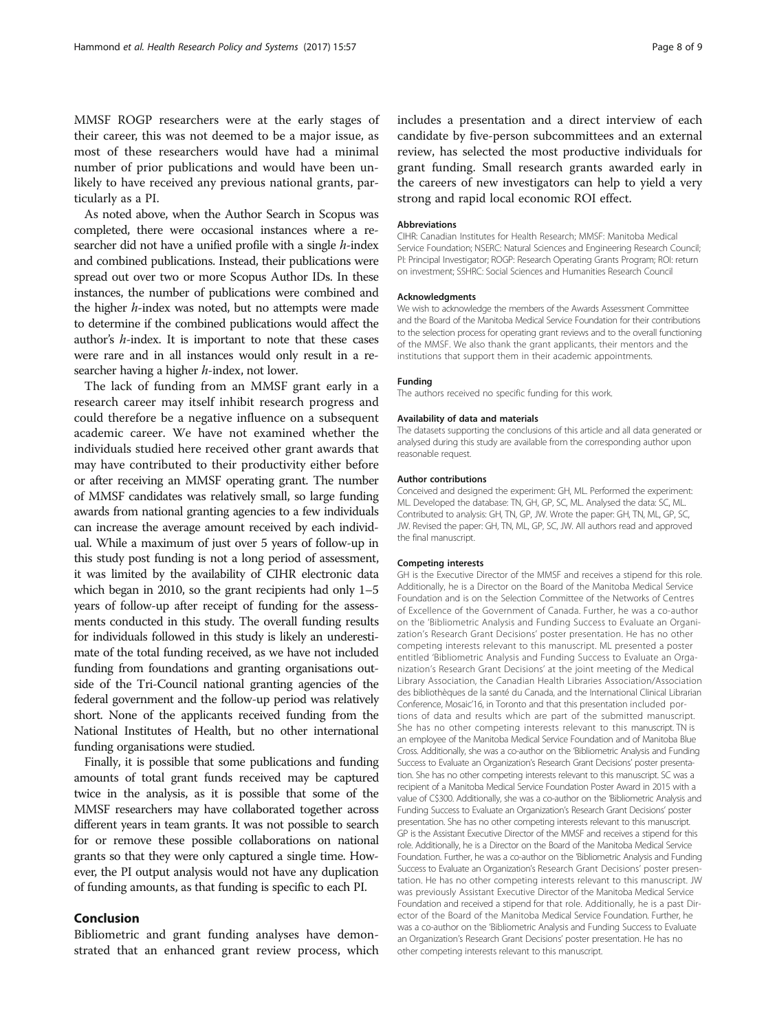MMSF ROGP researchers were at the early stages of their career, this was not deemed to be a major issue, as most of these researchers would have had a minimal number of prior publications and would have been unlikely to have received any previous national grants, particularly as a PI.

As noted above, when the Author Search in Scopus was completed, there were occasional instances where a researcher did not have a unified profile with a single *h*-index and combined publications. Instead, their publications were spread out over two or more Scopus Author IDs. In these instances, the number of publications were combined and the higher *h*-index was noted, but no attempts were made to determine if the combined publications would affect the author's *h*-index. It is important to note that these cases were rare and in all instances would only result in a researcher having a higher *h*-index, not lower.

The lack of funding from an MMSF grant early in a research career may itself inhibit research progress and could therefore be a negative influence on a subsequent academic career. We have not examined whether the individuals studied here received other grant awards that may have contributed to their productivity either before or after receiving an MMSF operating grant. The number of MMSF candidates was relatively small, so large funding awards from national granting agencies to a few individuals can increase the average amount received by each individual. While a maximum of just over 5 years of follow-up in this study post funding is not a long period of assessment, it was limited by the availability of CIHR electronic data which began in 2010, so the grant recipients had only 1–5 years of follow-up after receipt of funding for the assessments conducted in this study. The overall funding results for individuals followed in this study is likely an underestimate of the total funding received, as we have not included funding from foundations and granting organisations outside of the Tri-Council national granting agencies of the federal government and the follow-up period was relatively short. None of the applicants received funding from the National Institutes of Health, but no other international funding organisations were studied.

Finally, it is possible that some publications and funding amounts of total grant funds received may be captured twice in the analysis, as it is possible that some of the MMSF researchers may have collaborated together across different years in team grants. It was not possible to search for or remove these possible collaborations on national grants so that they were only captured a single time. However, the PI output analysis would not have any duplication of funding amounts, as that funding is specific to each PI.

## Conclusion

Bibliometric and grant funding analyses have demonstrated that an enhanced grant review process, which includes a presentation and a direct interview of each candidate by five-person subcommittees and an external review, has selected the most productive individuals for grant funding. Small research grants awarded early in the careers of new investigators can help to yield a very strong and rapid local economic ROI effect.

#### Abbreviations

CIHR: Canadian Institutes for Health Research; MMSF: Manitoba Medical Service Foundation; NSERC: Natural Sciences and Engineering Research Council; PI: Principal Investigator; ROGP: Research Operating Grants Program; ROI: return on investment; SSHRC: Social Sciences and Humanities Research Council

#### Acknowledgments

We wish to acknowledge the members of the Awards Assessment Committee and the Board of the Manitoba Medical Service Foundation for their contributions to the selection process for operating grant reviews and to the overall functioning of the MMSF. We also thank the grant applicants, their mentors and the institutions that support them in their academic appointments.

#### Funding

The authors received no specific funding for this work.

#### Availability of data and materials

The datasets supporting the conclusions of this article and all data generated or analysed during this study are available from the corresponding author upon reasonable request.

#### Author contributions

Conceived and designed the experiment: GH, ML. Performed the experiment: ML. Developed the database: TN, GH, GP, SC, ML. Analysed the data: SC, ML. Contributed to analysis: GH, TN, GP, JW. Wrote the paper: GH, TN, ML, GP, SC, JW. Revised the paper: GH, TN, ML, GP, SC, JW. All authors read and approved the final manuscript.

#### Competing interests

GH is the Executive Director of the MMSF and receives a stipend for this role. Additionally, he is a Director on the Board of the Manitoba Medical Service Foundation and is on the Selection Committee of the Networks of Centres of Excellence of the Government of Canada. Further, he was a co-author on the 'Bibliometric Analysis and Funding Success to Evaluate an Organization's Research Grant Decisions' poster presentation. He has no other competing interests relevant to this manuscript. ML presented a poster entitled 'Bibliometric Analysis and Funding Success to Evaluate an Organization's Research Grant Decisions' at the joint meeting of the Medical Library Association, the Canadian Health Libraries Association/Association des bibliothèques de la santé du Canada, and the International Clinical Librarian Conference, Mosaic'16, in Toronto and that this presentation included portions of data and results which are part of the submitted manuscript. She has no other competing interests relevant to this manuscript. TN is an employee of the Manitoba Medical Service Foundation and of Manitoba Blue Cross. Additionally, she was a co-author on the 'Bibliometric Analysis and Funding Success to Evaluate an Organization's Research Grant Decisions' poster presentation. She has no other competing interests relevant to this manuscript. SC was a recipient of a Manitoba Medical Service Foundation Poster Award in 2015 with a value of C$300. Additionally, she was a co-author on the 'Bibliometric Analysis and Funding Success to Evaluate an Organization's Research Grant Decisions' poster presentation. She has no other competing interests relevant to this manuscript. GP is the Assistant Executive Director of the MMSF and receives a stipend for this role. Additionally, he is a Director on the Board of the Manitoba Medical Service Foundation. Further, he was a co-author on the 'Bibliometric Analysis and Funding Success to Evaluate an Organization's Research Grant Decisions' poster presentation. He has no other competing interests relevant to this manuscript. JW was previously Assistant Executive Director of the Manitoba Medical Service Foundation and received a stipend for that role. Additionally, he is a past Director of the Board of the Manitoba Medical Service Foundation. Further, he was a co-author on the 'Bibliometric Analysis and Funding Success to Evaluate an Organization's Research Grant Decisions' poster presentation. He has no other competing interests relevant to this manuscript.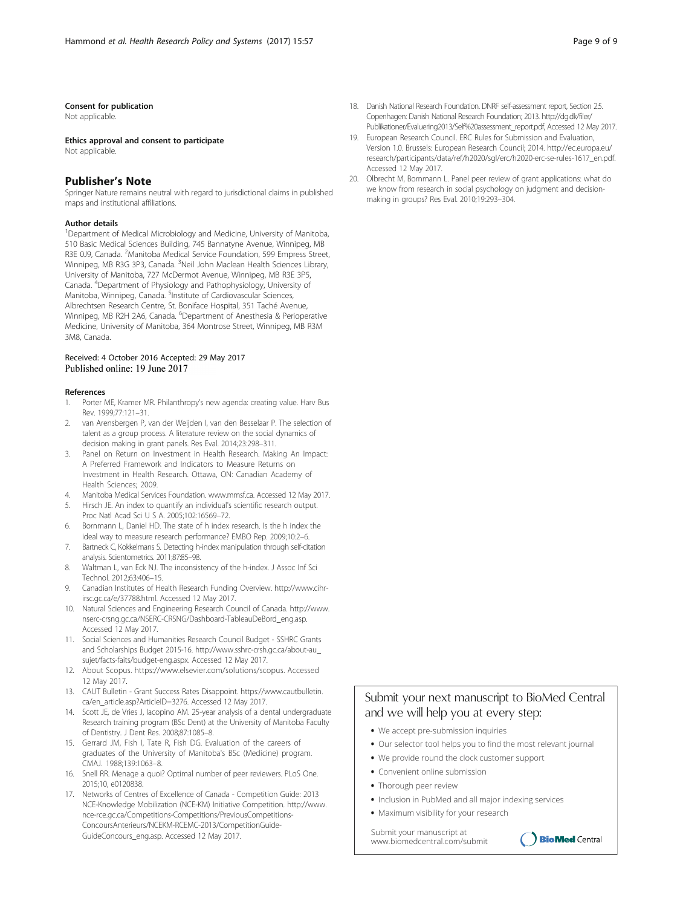#### Consent for publication
Not applicable.

#### Ethics approval and consent to participate
Not applicable.

### Publisher's Note
Springer Nature remains neutral with regard to jurisdictional claims in published maps and institutional affiliations.

#### Author details
[1]Department of Medical Microbiology and Medicine, University of Manitoba, 510 Basic Medical Sciences Building, 745 Bannatyne Avenue, Winnipeg, MB R3E 0J9, Canada. [2]Manitoba Medical Service Foundation, 599 Empress Street, Winnipeg, MB R3G 3P3, Canada. [3]Neil John Maclean Health Sciences Library, University of Manitoba, 727 McDermot Avenue, Winnipeg, MB R3E 3P5, Canada. [4]Department of Physiology and Pathophysiology, University of Manitoba, Winnipeg, Canada. [5]Institute of Cardiovascular Sciences, Albrechtsen Research Centre, St. Boniface Hospital, 351 Taché Avenue, Winnipeg, MB R2H 2A6, Canada. [6]Department of Anesthesia & Perioperative Medicine, University of Manitoba, 364 Montrose Street, Winnipeg, MB R3M 3M8, Canada.

Received: 4 October 2016 Accepted: 29 May 2017
Published online: 19 June 2017

#### References
1. Porter ME, Kramer MR. Philanthropy's new agenda: creating value. Harv Bus Rev. 1999;77:121–31.
2. van Arensbergen P, van der Weijden I, van den Besselaar P. The selection of talent as a group process. A literature review on the social dynamics of decision making in grant panels. Res Eval. 2014;23:298–311.
3. Panel on Return on Investment in Health Research. Making An Impact: A Preferred Framework and Indicators to Measure Returns on Investment in Health Research. Ottawa, ON: Canadian Academy of Health Sciences; 2009.
4. Manitoba Medical Services Foundation. www.mmsf.ca. Accessed 12 May 2017.
5. Hirsch JE. An index to quantify an individual's scientific research output. Proc Natl Acad Sci U S A. 2005;102:16569–72.
6. Bornmann L, Daniel HD. The state of h index research. Is the h index the ideal way to measure research performance? EMBO Rep. 2009;10:2–6.
7. Bartneck C, Kokkelmans S. Detecting h-index manipulation through self-citation analysis. Scientometrics. 2011;87:85–98.
8. Waltman L, van Eck NJ. The inconsistency of the h-index. J Assoc Inf Sci Technol. 2012;63:406–15.
9. Canadian Institutes of Health Research Funding Overview. http://www.cihr-irsc.gc.ca/e/37788.html. Accessed 12 May 2017.
10. Natural Sciences and Engineering Research Council of Canada. http://www.nserc-crsng.gc.ca/NSERC-CRSNG/Dashboard-TableauDeBord_eng.asp. Accessed 12 May 2017.
11. Social Sciences and Humanities Research Council Budget - SSHRC Grants and Scholarships Budget 2015-16. http://www.sshrc-crsh.gc.ca/about-au_sujet/facts-faits/budget-eng.aspx. Accessed 12 May 2017.
12. About Scopus. https://www.elsevier.com/solutions/scopus. Accessed 12 May 2017.
13. CAUT Bulletin - Grant Success Rates Disappoint. https://www.cautbulletin.ca/en_article.asp?ArticleID=3276. Accessed 12 May 2017.
14. Scott JE, de Vries J, Iacopino AM. 25-year analysis of a dental undergraduate Research training program (BSc Dent) at the University of Manitoba Faculty of Dentistry. J Dent Res. 2008;87:1085–8.
15. Gerrard JM, Fish I, Tate R, Fish DG. Evaluation of the careers of graduates of the University of Manitoba's BSc (Medicine) program. CMAJ. 1988;139:1063–8.
16. Snell RR. Menage a quoi? Optimal number of peer reviewers. PLoS One. 2015;10, e0120838.
17. Networks of Centres of Excellence of Canada - Competition Guide: 2013 NCE-Knowledge Mobilization (NCE-KM) Initiative Competition. http://www.nce-rce.gc.ca/Competitions-Competitions/PreviousCompetitions-ConcoursAnterieurs/NCEKM-RCEMC-2013/CompetitionGuide-GuideConcours_eng.asp. Accessed 12 May 2017.
18. Danish National Research Foundation. DNRF self-assessment report, Section 2.5. Copenhagen: Danish National Research Foundation; 2013. http://dg.dk/filer/Publikationer/Evaluering2013/Self%20assessment_report.pdf, Accessed 12 May 2017.
19. European Research Council. ERC Rules for Submission and Evaluation, Version 1.0. Brussels: European Research Council; 2014. http://ec.europa.eu/research/participants/data/ref/h2020/sgl/erc/h2020-erc-se-rules-1617_en.pdf. Accessed 12 May 2017.
20. Olbrecht M, Bornmann L. Panel peer review of grant applications: what do we know from research in social psychology on judgment and decision-making in groups? Res Eval. 2010;19:293–304.

Submit your next manuscript to BioMed Central and we will help you at every step:

- We accept pre-submission inquiries
- Our selector tool helps you to find the most relevant journal
- We provide round the clock customer support
- Convenient online submission
- Thorough peer review
- Inclusion in PubMed and all major indexing services
- Maximum visibility for your research

Submit your manuscript at www.biomedcentral.com/submit